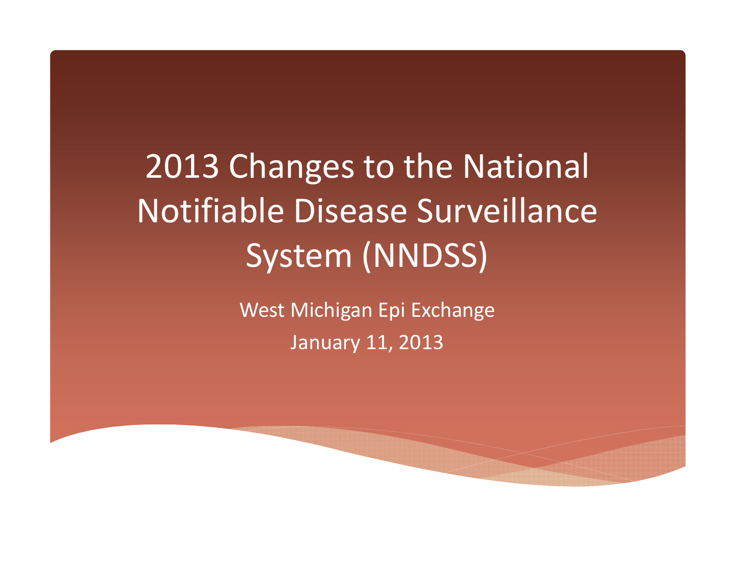# 2013 Changes to the National Notifiable Disease Surveillance System (NNDSS)

West Michigan Epi Exchange

January 11, 2013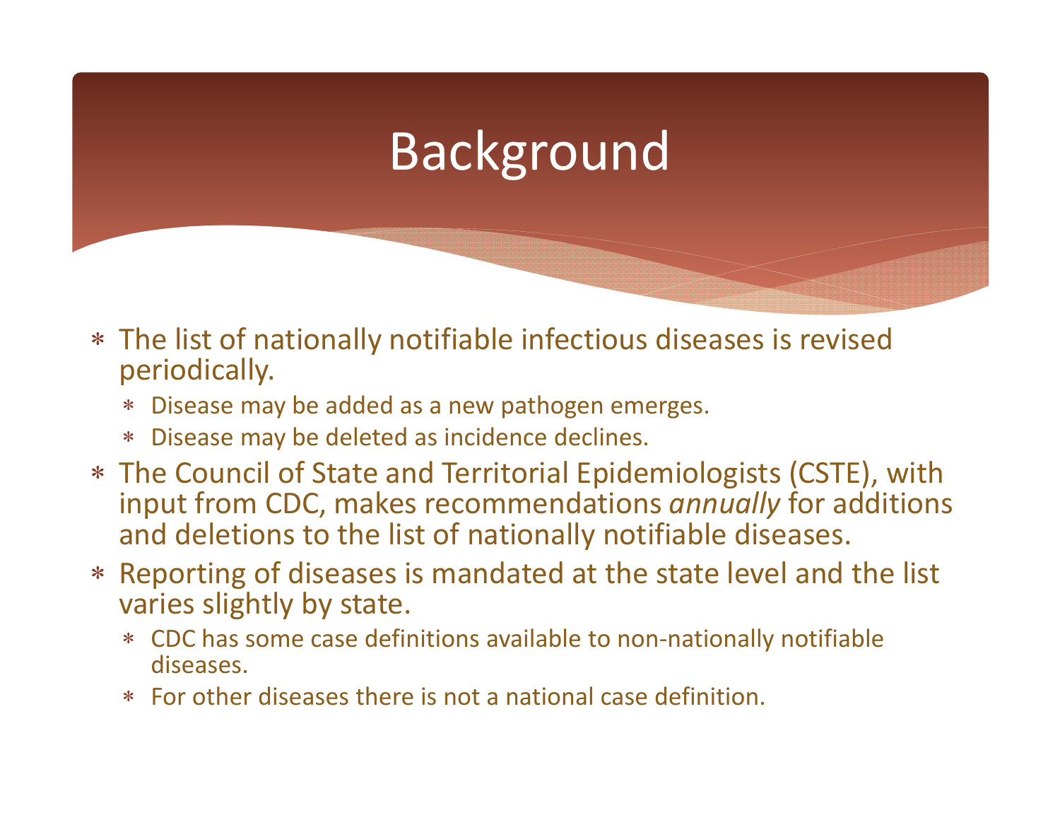# Background

- The list of nationally notifiable infectious diseases is revised periodically.
  - Disease may be added as a new pathogen emerges.
  - Disease may be deleted as incidence declines.
- The Council of State and Territorial Epidemiologists (CSTE), with input from CDC, makes recommendations *annually* for additions and deletions to the list of nationally notifiable diseases.
- Reporting of diseases is mandated at the state level and the list varies slightly by state.
  - CDC has some case definitions available to non-nationally notifiable diseases.
  - For other diseases there is not a national case definition.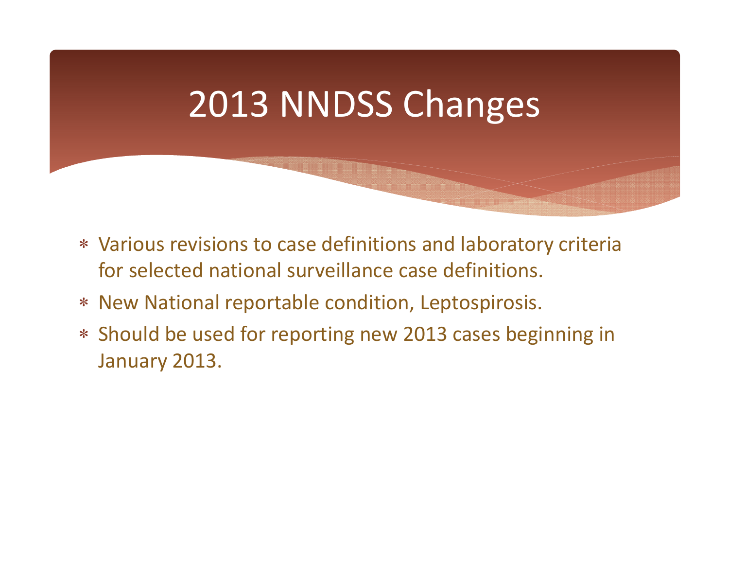# 2013 NNDSS Changes

* Various revisions to case definitions and laboratory criteria for selected national surveillance case definitions.
* New National reportable condition, Leptospirosis.
* Should be used for reporting new 2013 cases beginning in January 2013.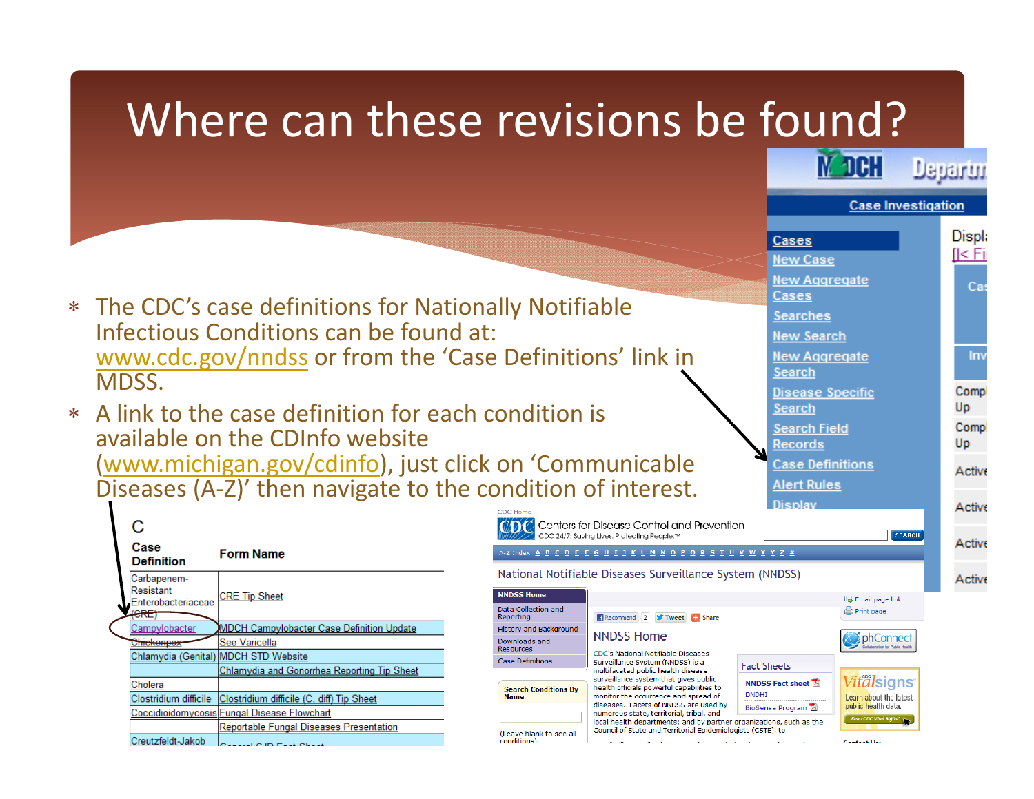# Where can these revisions be found?

- The CDC's case definitions for Nationally Notifiable Infectious Conditions can be found at: www.cdc.gov/nndss or from the 'Case Definitions' link in MDSS.
- A link to the case definition for each condition is available on the CDInfo website (www.michigan.gov/cdinfo), just click on 'Communicable Diseases (A-Z)' then navigate to the condition of interest.

C

| Case Definition | Form Name |
|---|---|
| Carbapenem-Resistant Enterobacteriaceae (CRE) | CRE Tip Sheet |
| Campylobacter | MDCH Campylobacter Case Definition Update |
| Chickenpox | See Varicella |
| Chlamydia (Genital) | MDCH STD Website |
| | Chlamydia and Gonorrhea Reporting Tip Sheet |
| Cholera | |
| Clostridium difficile | Clostridium difficile (C. diff) Tip Sheet |
| Coccidioidomycosis | Fungal Disease Flowchart |
| | Reportable Fungal Diseases Presentation |
| Creutzfeldt-Jakob | General CJD Fact Sheet |

MDCH Department — Case Investigation

- Cases
- New Case
- New Aggregate Cases
- Searches
- New Search
- New Aggregate Search
- Disease Specific Search
- Search Field Records
- Case Definitions
- Alert Rules
- Display

CDC Centers for Disease Control and Prevention — National Notifiable Diseases Surveillance System (NNDSS)

NNDSS Home

CDC's National Notifiable Diseases Surveillance System (NNDSS) is a multifaceted public health disease surveillance system that gives public health officials powerful capabilities to monitor the occurrence and spread of diseases. Facets of NNDSS are used by numerous state, territorial, tribal, and local health departments; and by partner organizations, such as the Council of State and Territorial Epidemiologists (CSTE), to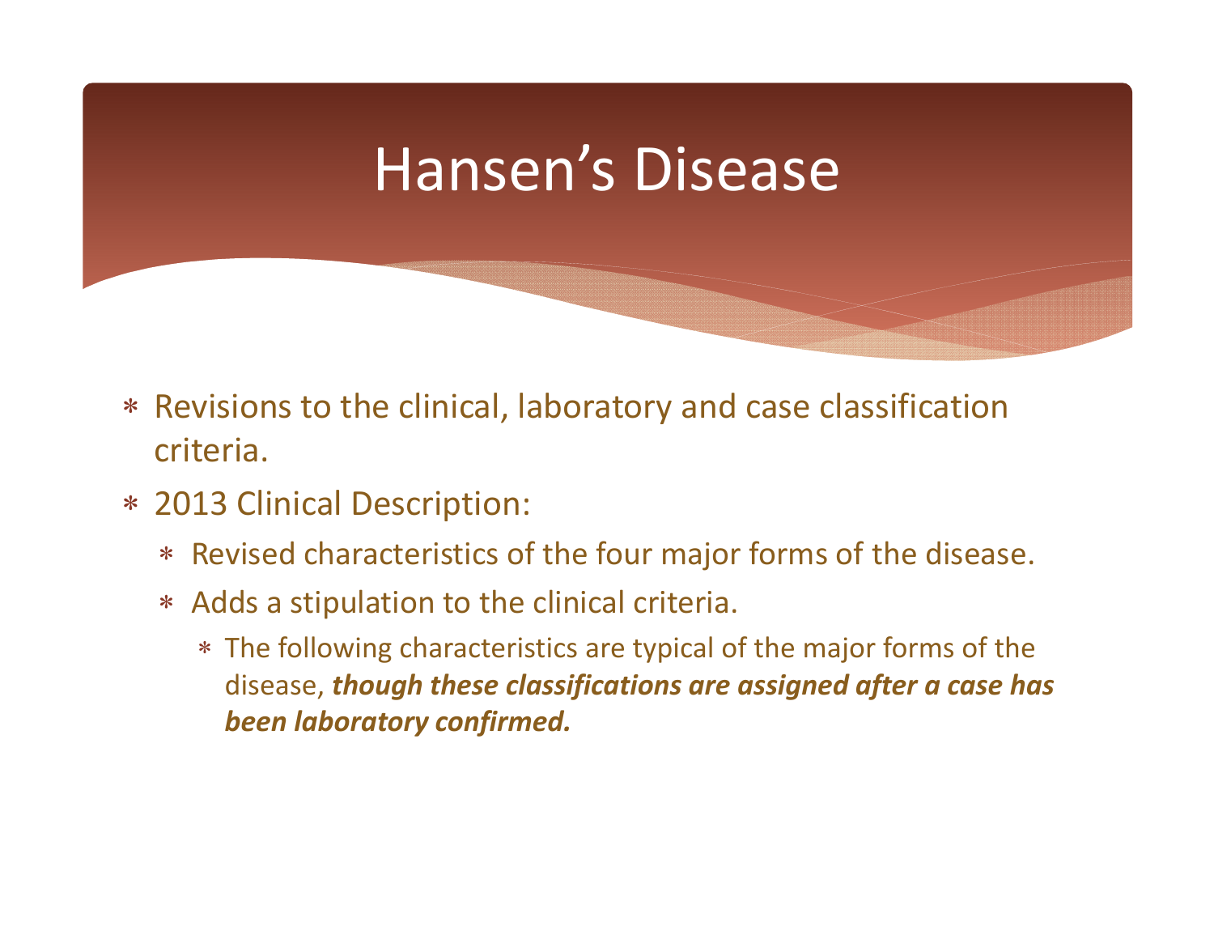# Hansen's Disease

- Revisions to the clinical, laboratory and case classification criteria.
- 2013 Clinical Description:
  - Revised characteristics of the four major forms of the disease.
  - Adds a stipulation to the clinical criteria.
    - The following characteristics are typical of the major forms of the disease, ***though these classifications are assigned after a case has been laboratory confirmed.***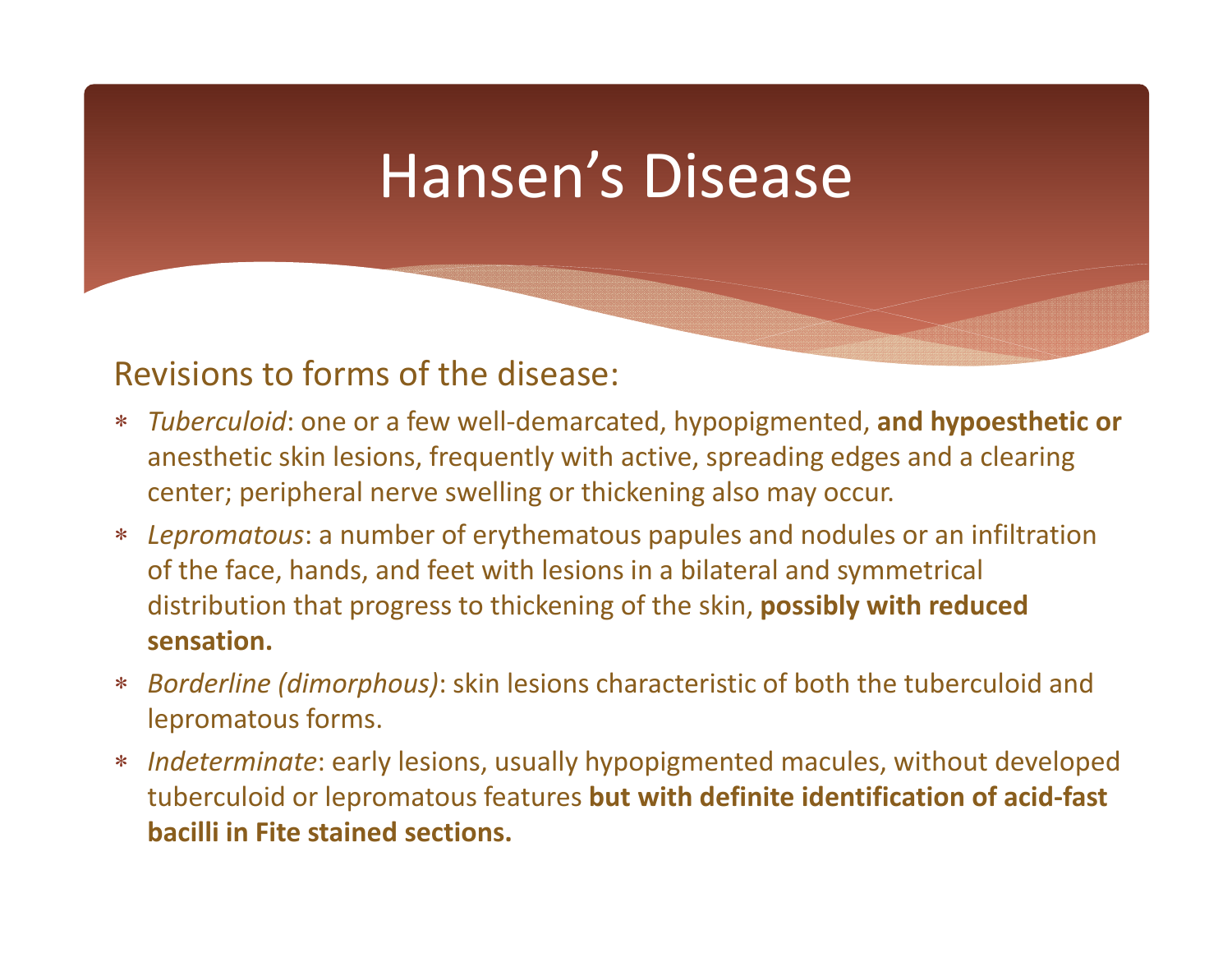# Hansen's Disease

Revisions to forms of the disease:

- *Tuberculoid*: one or a few well-demarcated, hypopigmented, **and hypoesthetic or** anesthetic skin lesions, frequently with active, spreading edges and a clearing center; peripheral nerve swelling or thickening also may occur.
- *Lepromatous*: a number of erythematous papules and nodules or an infiltration of the face, hands, and feet with lesions in a bilateral and symmetrical distribution that progress to thickening of the skin, **possibly with reduced sensation.**
- *Borderline (dimorphous)*: skin lesions characteristic of both the tuberculoid and lepromatous forms.
- *Indeterminate*: early lesions, usually hypopigmented macules, without developed tuberculoid or lepromatous features **but with definite identification of acid-fast bacilli in Fite stained sections.**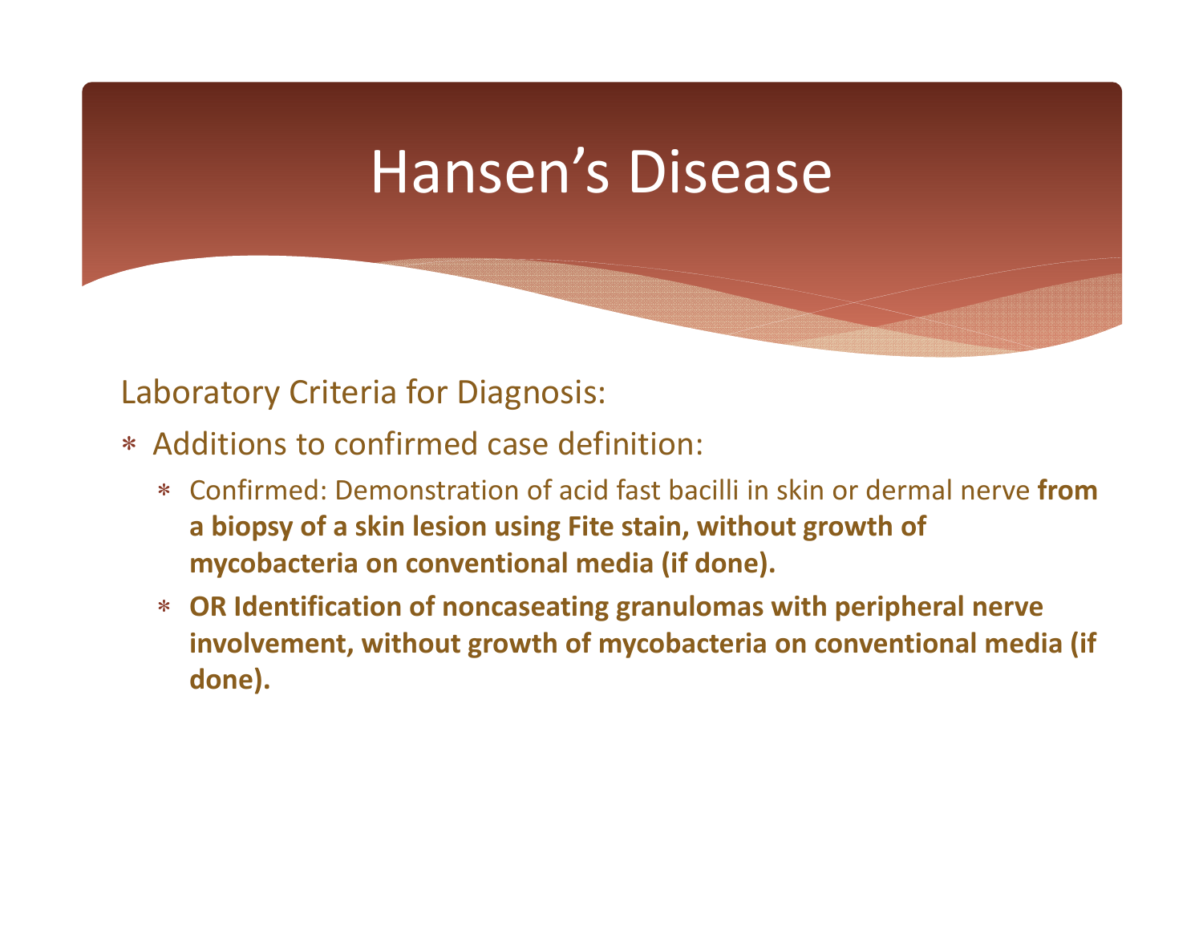# Hansen's Disease

Laboratory Criteria for Diagnosis:

* Additions to confirmed case definition:
  * Confirmed: Demonstration of acid fast bacilli in skin or dermal nerve **from a biopsy of a skin lesion using Fite stain, without growth of mycobacteria on conventional media (if done).**
  * **OR Identification of noncaseating granulomas with peripheral nerve involvement, without growth of mycobacteria on conventional media (if done).**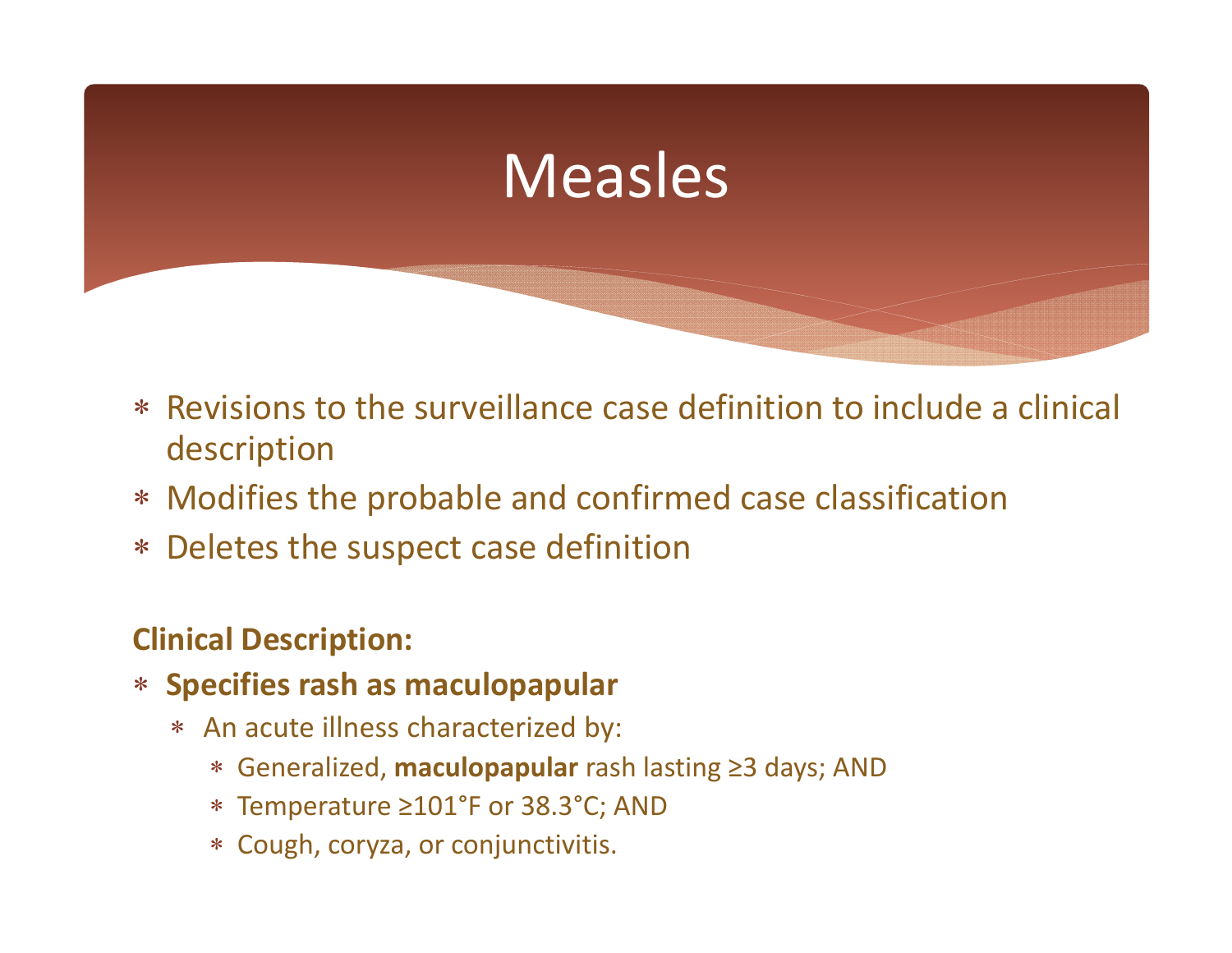# Measles

- Revisions to the surveillance case definition to include a clinical description
- Modifies the probable and confirmed case classification
- Deletes the suspect case definition

**Clinical Description:**

- **Specifies rash as maculopapular**
  - An acute illness characterized by:
    - Generalized, **maculopapular** rash lasting ≥3 days; AND
    - Temperature ≥101°F or 38.3°C; AND
    - Cough, coryza, or conjunctivitis.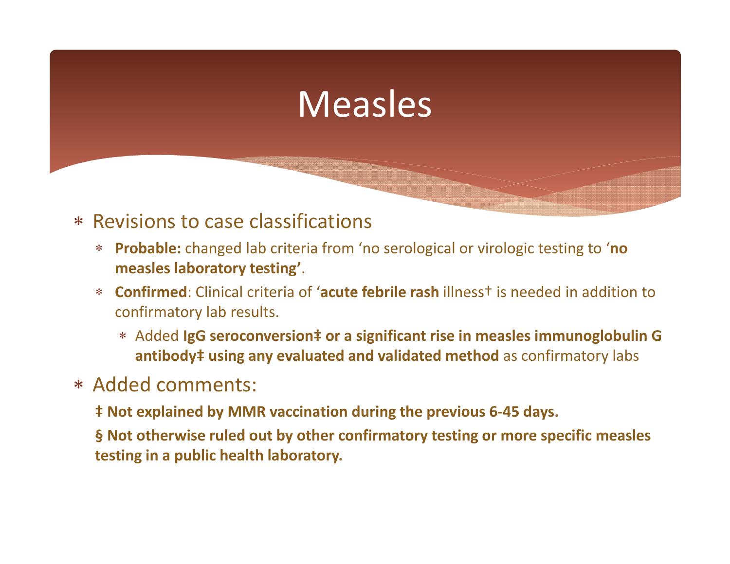# Measles

- Revisions to case classifications
  - **Probable:** changed lab criteria from 'no serological or virologic testing to '**no measles laboratory testing'**.
  - **Confirmed**: Clinical criteria of '**acute febrile rash** illness† is needed in addition to confirmatory lab results.
    - Added **IgG seroconversion‡ or a significant rise in measles immunoglobulin G antibody‡ using any evaluated and validated method** as confirmatory labs
- Added comments:

**‡ Not explained by MMR vaccination during the previous 6-45 days.**

**§ Not otherwise ruled out by other confirmatory testing or more specific measles testing in a public health laboratory.**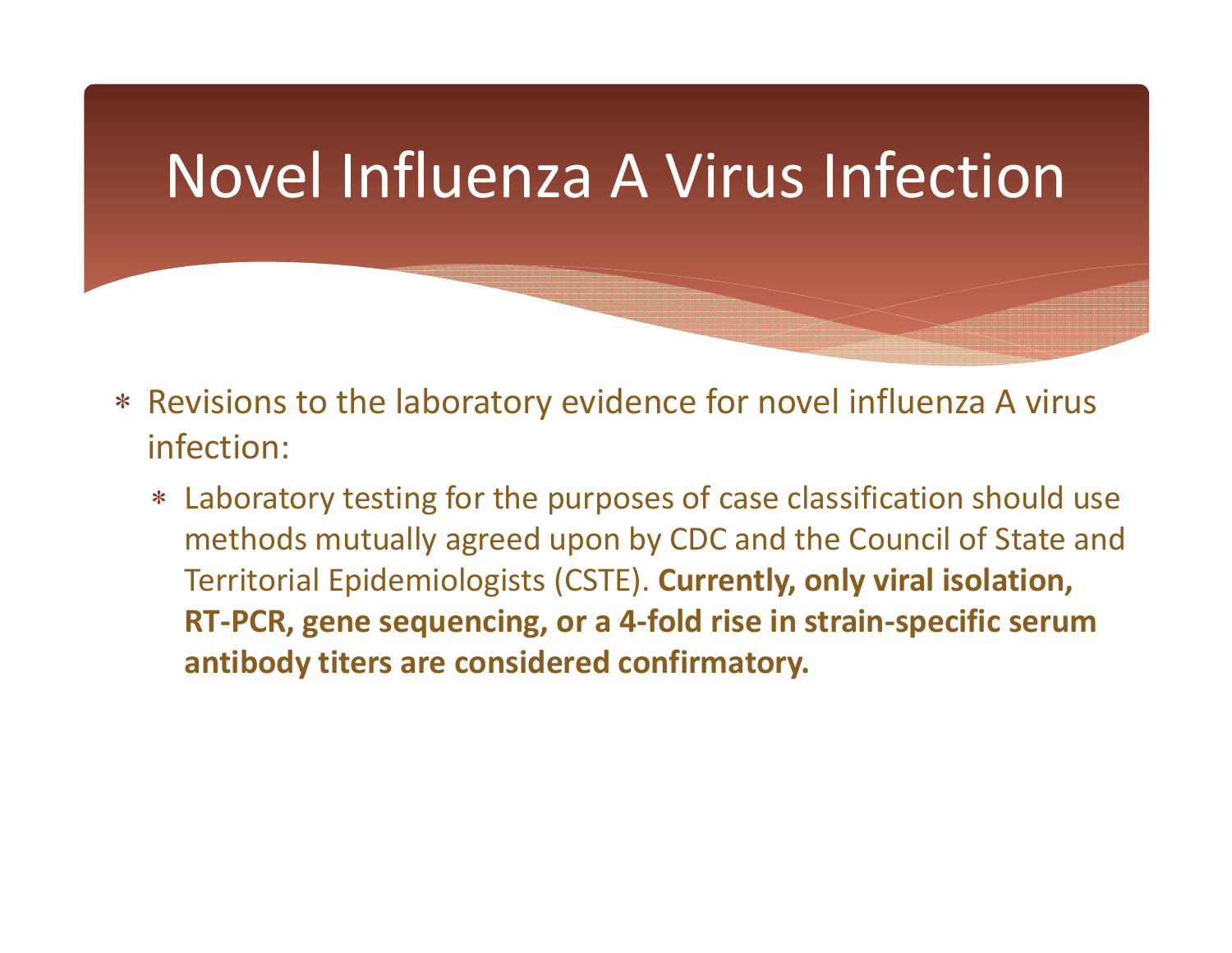# Novel Influenza A Virus Infection

- Revisions to the laboratory evidence for novel influenza A virus infection:
  - Laboratory testing for the purposes of case classification should use methods mutually agreed upon by CDC and the Council of State and Territorial Epidemiologists (CSTE). **Currently, only viral isolation, RT-PCR, gene sequencing, or a 4-fold rise in strain-specific serum antibody titers are considered confirmatory.**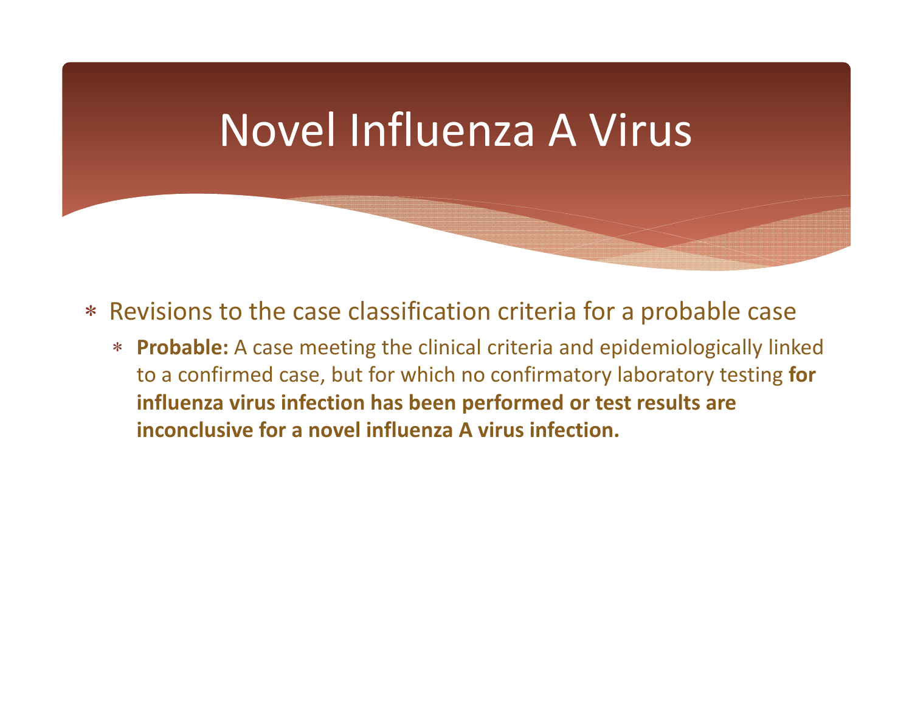# Novel Influenza A Virus

- Revisions to the case classification criteria for a probable case
  - **Probable:** A case meeting the clinical criteria and epidemiologically linked to a confirmed case, but for which no confirmatory laboratory testing **for influenza virus infection has been performed or test results are inconclusive for a novel influenza A virus infection.**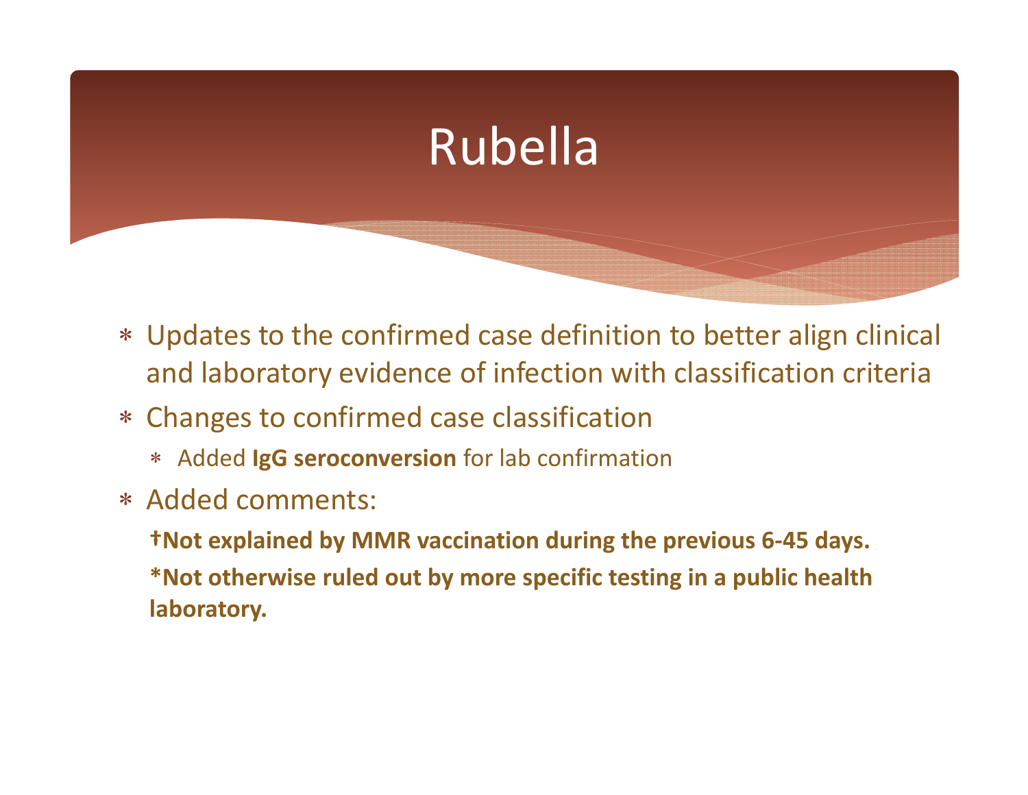# Rubella

- Updates to the confirmed case definition to better align clinical and laboratory evidence of infection with classification criteria
- Changes to confirmed case classification
  - Added **IgG seroconversion** for lab confirmation
- Added comments:

  **†Not explained by MMR vaccination during the previous 6-45 days.**

  **\*Not otherwise ruled out by more specific testing in a public health laboratory.**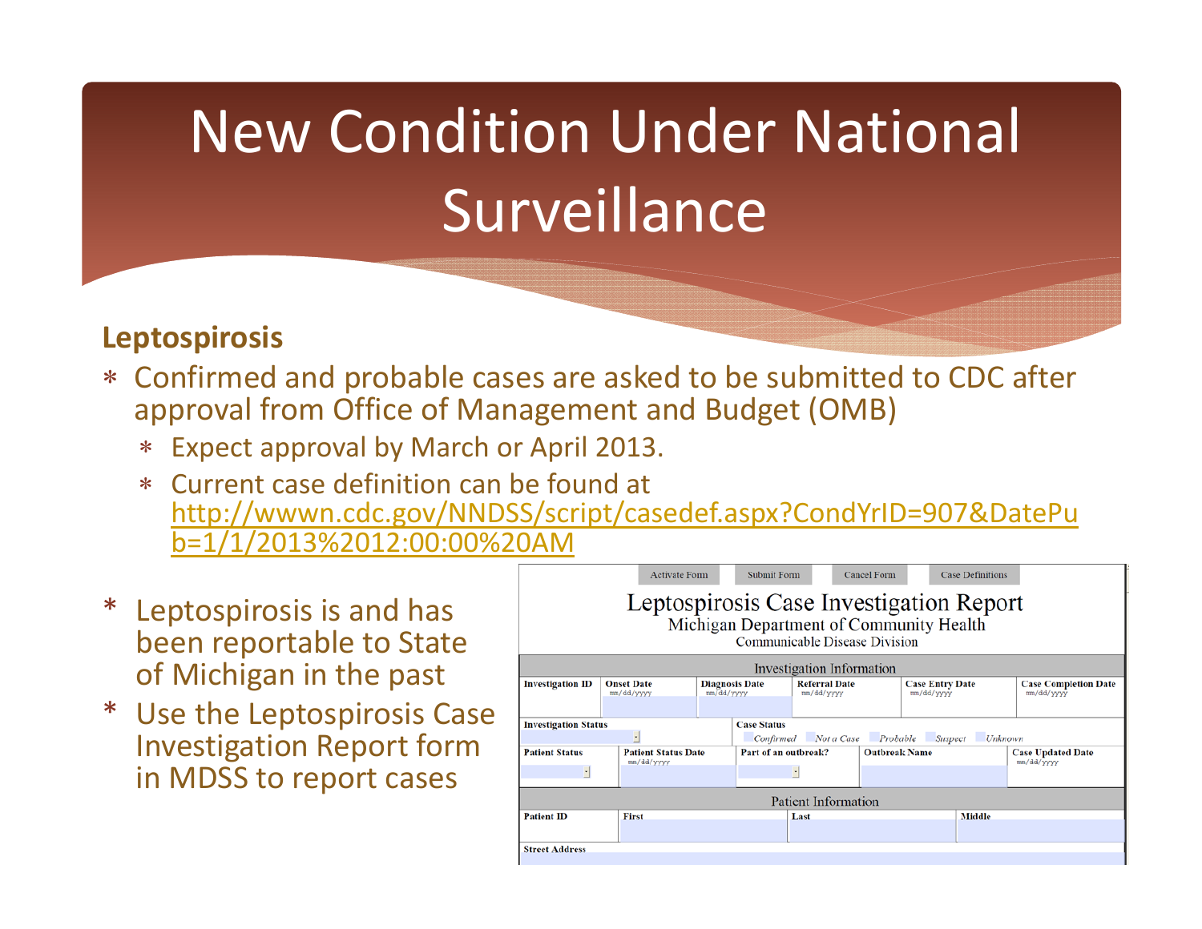# New Condition Under National Surveillance

**Leptospirosis**

* Confirmed and probable cases are asked to be submitted to CDC after approval from Office of Management and Budget (OMB)
  * Expect approval by March or April 2013.
  * Current case definition can be found at http://wwwn.cdc.gov/NNDSS/script/casedef.aspx?CondYrID=907&DatePub=1/1/2013%2012:00:00%20AM

* Leptospirosis is and has been reportable to State of Michigan in the past
* Use the Leptospirosis Case Investigation Report form in MDSS to report cases

Activate Form | Submit Form | Cancel Form | Case Definitions

**Leptospirosis Case Investigation Report**
Michigan Department of Community Health
Communicable Disease Division

**Investigation Information**

| Investigation ID | Onset Date | Diagnosis Date | Referral Date | Case Entry Date | Case Completion Date |
| --- | --- | --- | --- | --- | --- |
| | mm/dd/yyyy | mm/dd/yyyy | mm/dd/yyyy | mm/dd/yyyy | mm/dd/yyyy |

Investigation Status

Case Status: Confirmed / Not a Case / Probable / Suspect / Unknown

| Patient Status | Patient Status Date | Part of an outbreak? | Outbreak Name | Case Updated Date |
| --- | --- | --- | --- | --- |
| | mm/dd/yyyy | | | mm/dd/yyyy |

**Patient Information**

| Patient ID | First | Last | Middle |
| --- | --- | --- | --- |
| | | | |

Street Address